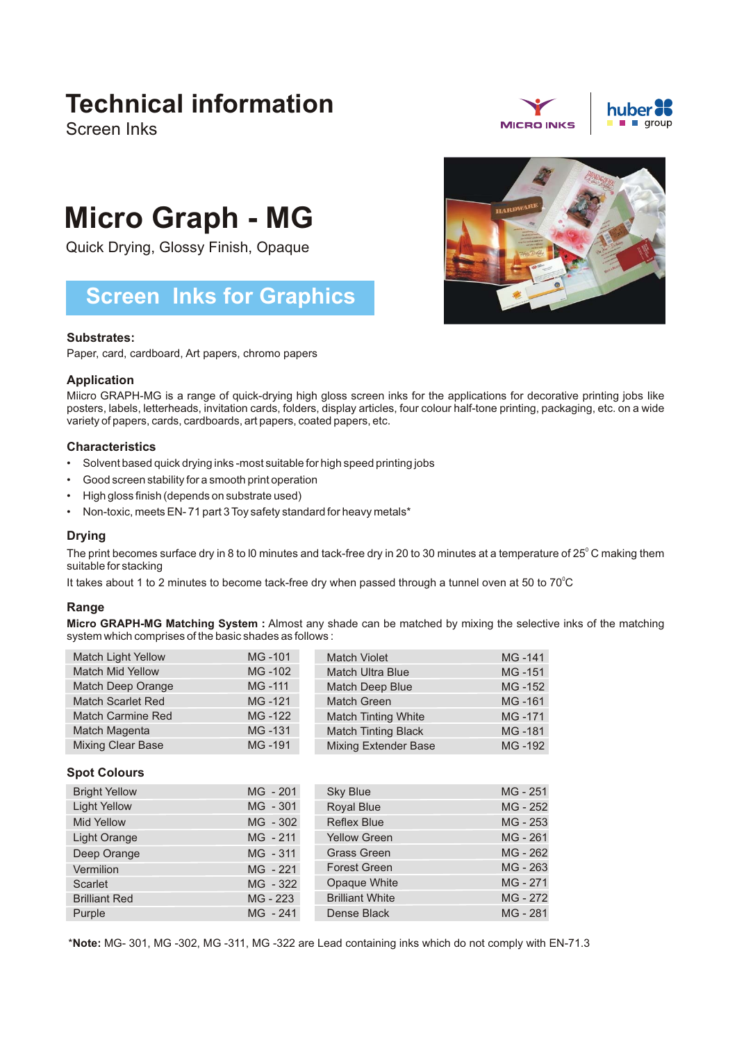# Technical information

Screen Inks

MICRO INKS | huber group

# Micro Graph - MG

Quick Drying, Glossy Finish, Opaque

## Screen Inks for Graphics

### Substrates:

Paper, card, cardboard, Art papers, chromo papers

### Application

Miicro GRAPH-MG is a range of quick-drying high gloss screen inks for the applications for decorative printing jobs like posters, labels, letterheads, invitation cards, folders, display articles, four colour half-tone printing, packaging, etc. on a wide variety of papers, cards, cardboards, art papers, coated papers, etc.

### Characteristics

- Solvent based quick drying inks -most suitable for high speed printing jobs
- Good screen stability for a smooth print operation
- High gloss finish (depends on substrate used)
- Non-toxic, meets EN- 71 part 3 Toy safety standard for heavy metals*

### Drying

The print becomes surface dry in 8 to l0 minutes and tack-free dry in 20 to 30 minutes at a temperature of 25° C making them suitable for stacking

It takes about 1 to 2 minutes to become tack-free dry when passed through a tunnel oven at 50 to 70°C

### Range

**Micro GRAPH-MG Matching System :** Almost any shade can be matched by mixing the selective inks of the matching system which comprises of the basic shades as follows :

| | | | |
|---|---|---|---|
| Match Light Yellow | MG -101 | Match Violet | MG -141 |
| Match Mid Yellow | MG -102 | Match Ultra Blue | MG -151 |
| Match Deep Orange | MG -111 | Match Deep Blue | MG -152 |
| Match Scarlet Red | MG -121 | Match Green | MG -161 |
| Match Carmine Red | MG -122 | Match Tinting White | MG -171 |
| Match Magenta | MG -131 | Match Tinting Black | MG -181 |
| Mixing Clear Base | MG -191 | Mixing Extender Base | MG -192 |

### Spot Colours

| | | | |
|---|---|---|---|
| Bright Yellow | MG - 201 | Sky Blue | MG - 251 |
| Light Yellow | MG - 301 | Royal Blue | MG - 252 |
| Mid Yellow | MG - 302 | Reflex Blue | MG - 253 |
| Light Orange | MG - 211 | Yellow Green | MG - 261 |
| Deep Orange | MG - 311 | Grass Green | MG - 262 |
| Vermilion | MG - 221 | Forest Green | MG - 263 |
| Scarlet | MG - 322 | Opaque White | MG - 271 |
| Brilliant Red | MG - 223 | Brilliant White | MG - 272 |
| Purple | MG - 241 | Dense Black | MG - 281 |

***Note:** MG- 301, MG -302, MG -311, MG -322 are Lead containing inks which do not comply with EN-71.3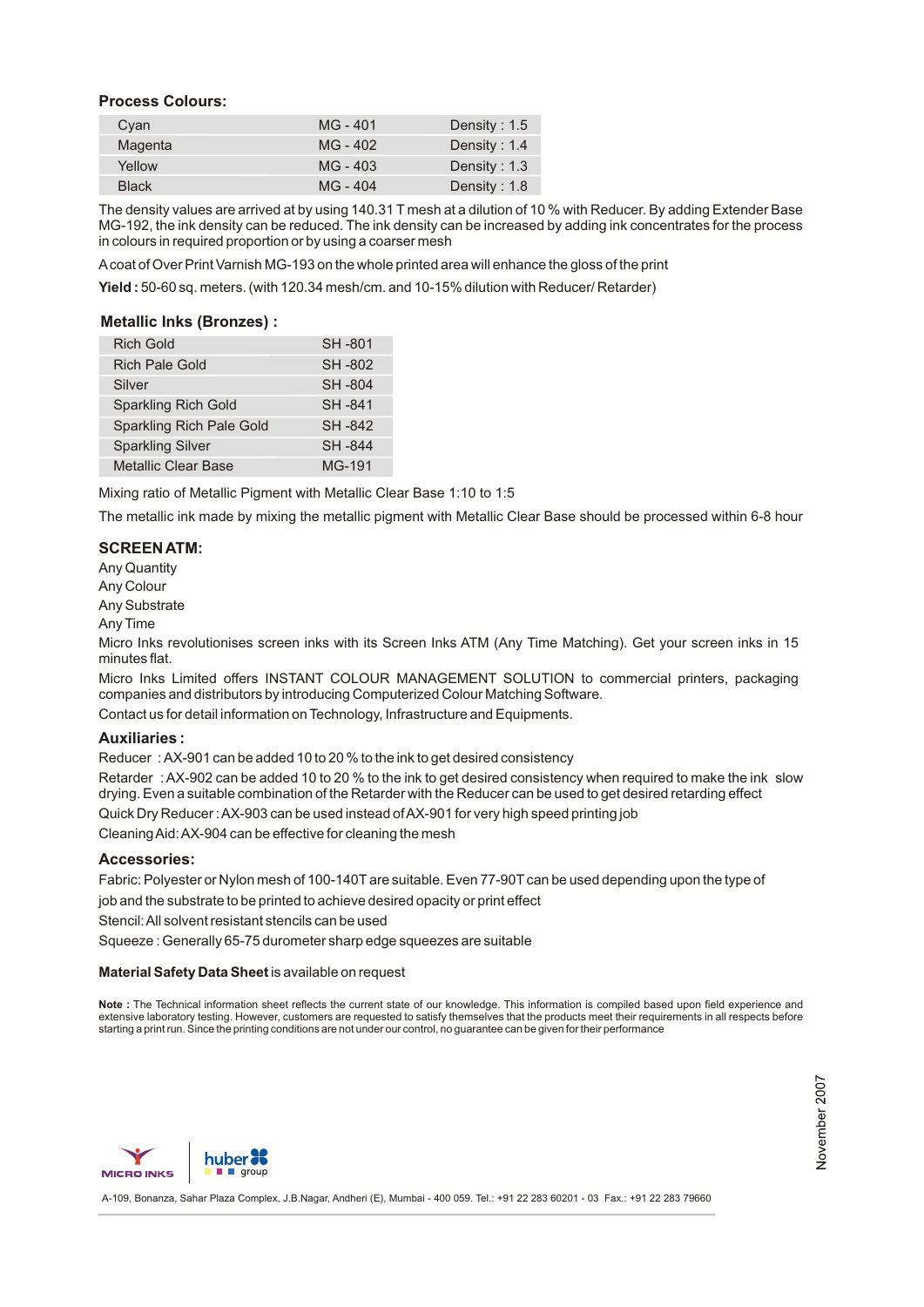**Process Colours:**

| | | |
|---|---|---|
| Cyan | MG - 401 | Density : 1.5 |
| Magenta | MG - 402 | Density : 1.4 |
| Yellow | MG - 403 | Density : 1.3 |
| Black | MG - 404 | Density : 1.8 |

The density values are arrived at by using 140.31 T mesh at a dilution of 10 % with Reducer. By adding Extender Base MG-192, the ink density can be reduced. The ink density can be increased by adding ink concentrates for the process in colours in required proportion or by using a coarser mesh

A coat of Over Print Varnish MG-193 on the whole printed area will enhance the gloss of the print

**Yield :** 50-60 sq. meters. (with 120.34 mesh/cm. and 10-15% dilution with Reducer/ Retarder)

**Metallic Inks (Bronzes) :**

| | |
|---|---|
| Rich Gold | SH -801 |
| Rich Pale Gold | SH -802 |
| Silver | SH -804 |
| Sparkling Rich Gold | SH -841 |
| Sparkling Rich Pale Gold | SH -842 |
| Sparkling Silver | SH -844 |
| Metallic Clear Base | MG-191 |

Mixing ratio of Metallic Pigment with Metallic Clear Base 1:10 to 1:5

The metallic ink made by mixing the metallic pigment with Metallic Clear Base should be processed within 6-8 hour

**SCREEN ATM:**

Any Quantity

Any Colour

Any Substrate

Any Time

Micro Inks revolutionises screen inks with its Screen Inks ATM (Any Time Matching). Get your screen inks in 15 minutes flat.

Micro Inks Limited offers INSTANT COLOUR MANAGEMENT SOLUTION to commercial printers, packaging companies and distributors by introducing Computerized Colour Matching Software.

Contact us for detail information on Technology, Infrastructure and Equipments.

**Auxiliaries :**

Reducer : AX-901 can be added 10 to 20 % to the ink to get desired consistency

Retarder : AX-902 can be added 10 to 20 % to the ink to get desired consistency when required to make the ink slow drying. Even a suitable combination of the Retarder with the Reducer can be used to get desired retarding effect

Quick Dry Reducer : AX-903 can be used instead of AX-901 for very high speed printing job

Cleaning Aid: AX-904 can be effective for cleaning the mesh

**Accessories:**

Fabric: Polyester or Nylon mesh of 100-140T are suitable. Even 77-90T can be used depending upon the type of job and the substrate to be printed to achieve desired opacity or print effect

Stencil: All solvent resistant stencils can be used

Squeeze : Generally 65-75 durometer sharp edge squeezes are suitable

**Material Safety Data Sheet** is available on request

**Note :** The Technical information sheet reflects the current state of our knowledge. This information is compiled based upon field experience and extensive laboratory testing. However, customers are requested to satisfy themselves that the products meet their requirements in all respects before starting a print run. Since the printing conditions are not under our control, no guarantee can be given for their performance

November 2007

MICRO INKS | huber group

A-109, Bonanza, Sahar Plaza Complex, J.B.Nagar, Andheri (E), Mumbai - 400 059. Tel.: +91 22 283 60201 - 03 Fax.: +91 22 283 79660